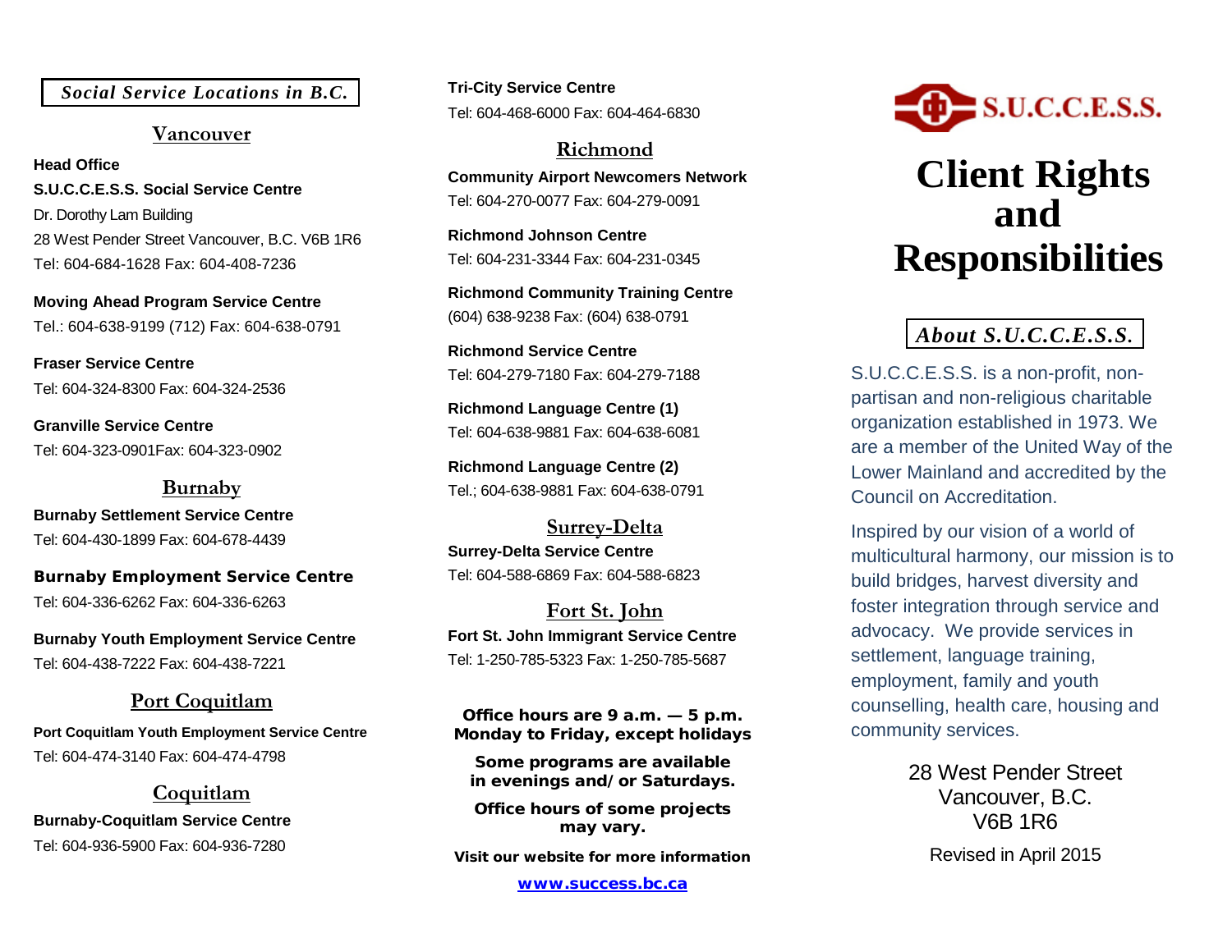## *Social Service Locations in B.C.*

### Vancouver

**Head Office**
**S.U.C.C.E.S.S. Social Service Centre**
Dr. Dorothy Lam Building
28 West Pender Street Vancouver, B.C. V6B 1R6
Tel: 604-684-1628 Fax: 604-408-7236

**Moving Ahead Program Service Centre**
Tel.: 604-638-9199 (712) Fax: 604-638-0791

**Fraser Service Centre**
Tel: 604-324-8300 Fax: 604-324-2536

**Granville Service Centre**
Tel: 604-323-0901Fax: 604-323-0902

### Burnaby

**Burnaby Settlement Service Centre**
Tel: 604-430-1899 Fax: 604-678-4439

**Burnaby Employment Service Centre**
Tel: 604-336-6262 Fax: 604-336-6263

**Burnaby Youth Employment Service Centre**
Tel: 604-438-7222 Fax: 604-438-7221

### Port Coquitlam

**Port Coquitlam Youth Employment Service Centre**
Tel: 604-474-3140 Fax: 604-474-4798

### Coquitlam

**Burnaby-Coquitlam Service Centre**
Tel: 604-936-5900 Fax: 604-936-7280

**Tri-City Service Centre**
Tel: 604-468-6000 Fax: 604-464-6830

### Richmond

**Community Airport Newcomers Network**
Tel: 604-270-0077 Fax: 604-279-0091

**Richmond Johnson Centre**
Tel: 604-231-3344 Fax: 604-231-0345

**Richmond Community Training Centre**
(604) 638-9238 Fax: (604) 638-0791

**Richmond Service Centre**
Tel: 604-279-7180 Fax: 604-279-7188

**Richmond Language Centre (1)**
Tel: 604-638-9881 Fax: 604-638-6081

**Richmond Language Centre (2)**
Tel.; 604-638-9881 Fax: 604-638-0791

### Surrey-Delta

**Surrey-Delta Service Centre**
Tel: 604-588-6869 Fax: 604-588-6823

### Fort St. John

**Fort St. John Immigrant Service Centre**
Tel: 1-250-785-5323 Fax: 1-250-785-5687

**Office hours are 9 a.m. — 5 p.m. Monday to Friday, except holidays**

**Some programs are available in evenings and/ or Saturdays.**

**Office hours of some projects may vary.**

**Visit our website for more information**

**www.success.bc.ca**

S.U.C.C.E.S.S.

# Client Rights and Responsibilities

## *About S.U.C.C.E.S.S.*

S.U.C.C.E.S.S. is a non-profit, non-partisan and non-religious charitable organization established in 1973. We are a member of the United Way of the Lower Mainland and accredited by the Council on Accreditation.

Inspired by our vision of a world of multicultural harmony, our mission is to build bridges, harvest diversity and foster integration through service and advocacy. We provide services in settlement, language training, employment, family and youth counselling, health care, housing and community services.

28 West Pender Street
Vancouver, B.C.
V6B 1R6

Revised in April 2015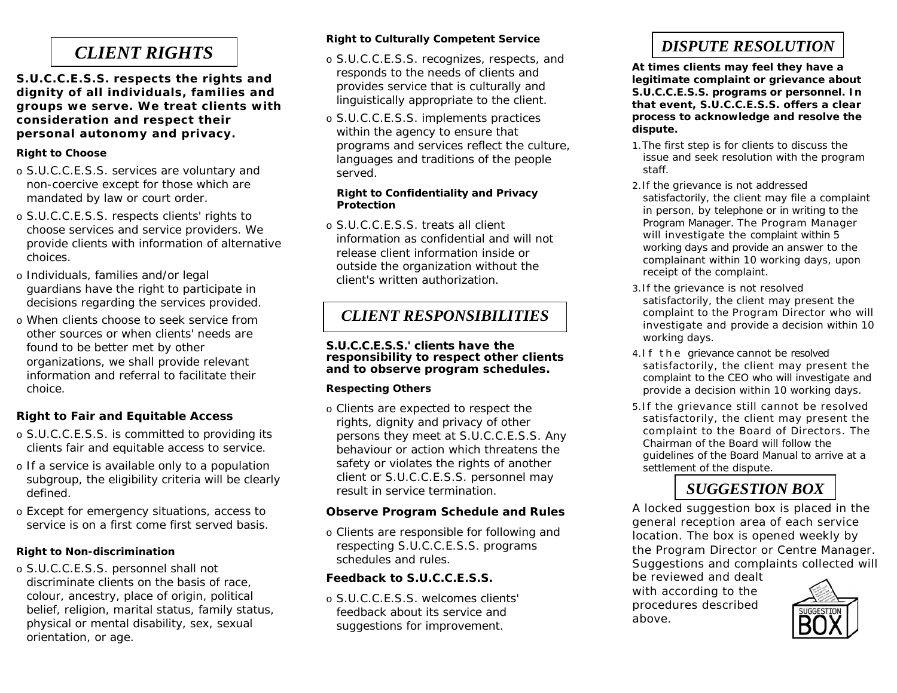## CLIENT RIGHTS

**S.U.C.C.E.S.S. respects the rights and dignity of all individuals, families and groups we serve. We treat clients with consideration and respect their personal autonomy and privacy.**

**Right to Choose**

- S.U.C.C.E.S.S. services are voluntary and non-coercive except for those which are mandated by law or court order.
- S.U.C.C.E.S.S. respects clients' rights to choose services and service providers. We provide clients with information of alternative choices.
- Individuals, families and/or legal guardians have the right to participate in decisions regarding the services provided.
- When clients choose to seek service from other sources or when clients' needs are found to be better met by other organizations, we shall provide relevant information and referral to facilitate their choice.

**Right to Fair and Equitable Access**

- S.U.C.C.E.S.S. is committed to providing its clients fair and equitable access to service.
- If a service is available only to a population subgroup, the eligibility criteria will be clearly defined.
- Except for emergency situations, access to service is on a first come first served basis.

**Right to Non-discrimination**

- S.U.C.C.E.S.S. personnel shall not discriminate clients on the basis of race, colour, ancestry, place of origin, political belief, religion, marital status, family status, physical or mental disability, sex, sexual orientation, or age.

**Right to Culturally Competent Service**

- S.U.C.C.E.S.S. recognizes, respects, and responds to the needs of clients and provides service that is culturally and linguistically appropriate to the client.
- S.U.C.C.E.S.S. implements practices within the agency to ensure that programs and services reflect the culture, languages and traditions of the people served.

**Right to Confidentiality and Privacy Protection**

- S.U.C.C.E.S.S. treats all client information as confidential and will not release client information inside or outside the organization without the client's written authorization.

## CLIENT RESPONSIBILITIES

**S.U.C.C.E.S.S.' clients have the responsibility to respect other clients and to observe program schedules.**

**Respecting Others**

- Clients are expected to respect the rights, dignity and privacy of other persons they meet at S.U.C.C.E.S.S. Any behaviour or action which threatens the safety or violates the rights of another client or S.U.C.C.E.S.S. personnel may result in service termination.

**Observe Program Schedule and Rules**

- Clients are responsible for following and respecting S.U.C.C.E.S.S. programs schedules and rules.

**Feedback to S.U.C.C.E.S.S.**

- S.U.C.C.E.S.S. welcomes clients' feedback about its service and suggestions for improvement.

## DISPUTE RESOLUTION

**At times clients may feel they have a legitimate complaint or grievance about S.U.C.C.E.S.S. programs or personnel. In that event, S.U.C.C.E.S.S. offers a clear process to acknowledge and resolve the dispute.**

1. The first step is for clients to discuss the issue and seek resolution with the program staff.
2. If the grievance is not addressed satisfactorily, the client may file a complaint in person, by telephone or in writing to the Program Manager. The Program Manager will investigate the complaint within 5 working days and provide an answer to the complainant within 10 working days, upon receipt of the complaint.
3. If the grievance is not resolved satisfactorily, the client may present the complaint to the Program Director who will investigate and provide a decision within 10 working days.
4. If the grievance cannot be resolved satisfactorily, the client may present the complaint to the CEO who will investigate and provide a decision within 10 working days.
5. If the grievance still cannot be resolved satisfactorily, the client may present the complaint to the Board of Directors. The Chairman of the Board will follow the guidelines of the Board Manual to arrive at a settlement of the dispute.

## SUGGESTION BOX

A locked suggestion box is placed in the general reception area of each service location. The box is opened weekly by the Program Director or Centre Manager. Suggestions and complaints collected will be reviewed and dealt with according to the procedures described above.